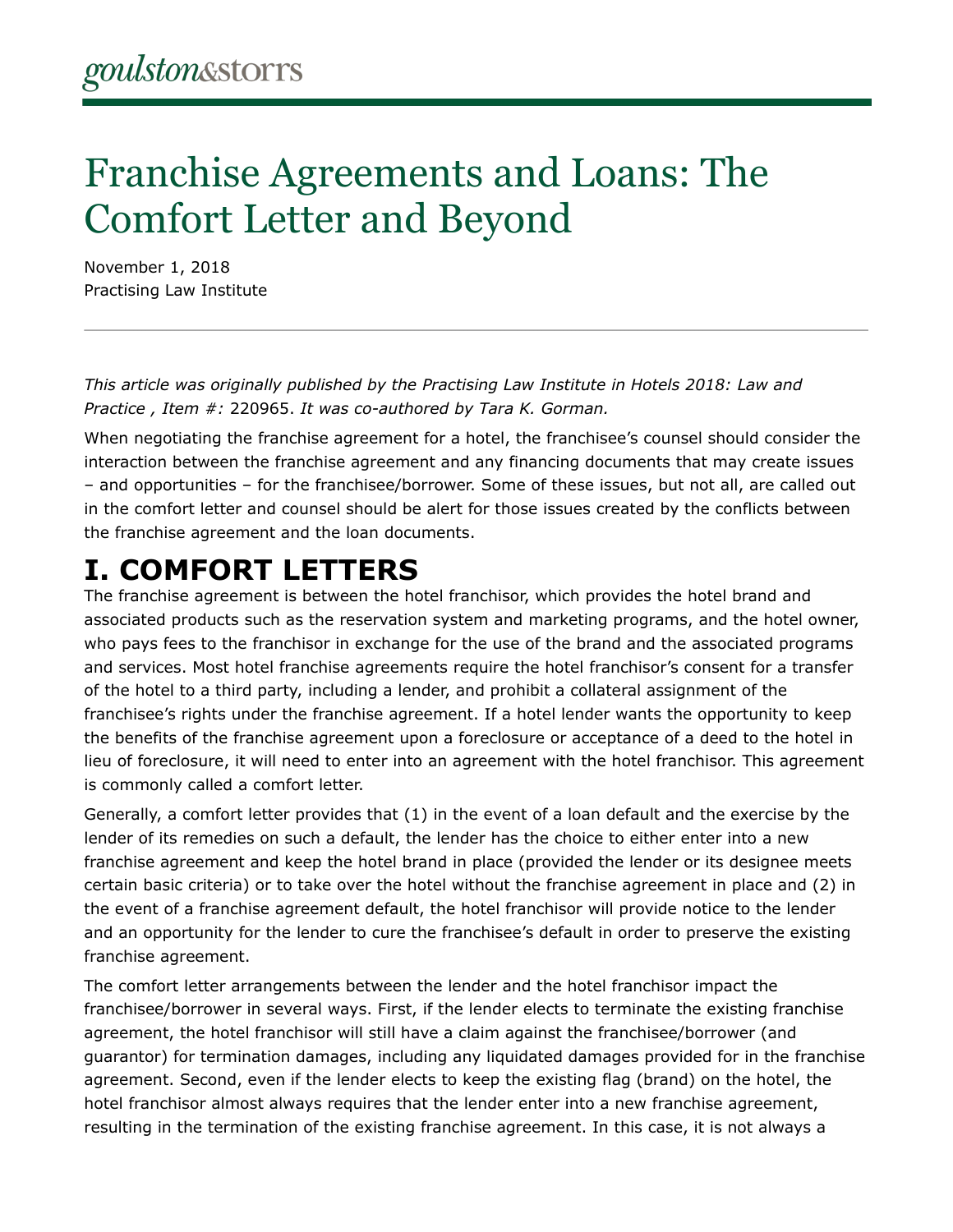goulston&storrs

# Franchise Agreements and Loans: The Comfort Letter and Beyond

November 1, 2018
Practising Law Institute

---

*This article was originally published by the Practising Law Institute in Hotels 2018: Law and Practice , Item #:* 220965. *It was co-authored by Tara K. Gorman.*

When negotiating the franchise agreement for a hotel, the franchisee's counsel should consider the interaction between the franchise agreement and any financing documents that may create issues – and opportunities – for the franchisee/borrower. Some of these issues, but not all, are called out in the comfort letter and counsel should be alert for those issues created by the conflicts between the franchise agreement and the loan documents.

## I. COMFORT LETTERS

The franchise agreement is between the hotel franchisor, which provides the hotel brand and associated products such as the reservation system and marketing programs, and the hotel owner, who pays fees to the franchisor in exchange for the use of the brand and the associated programs and services. Most hotel franchise agreements require the hotel franchisor's consent for a transfer of the hotel to a third party, including a lender, and prohibit a collateral assignment of the franchisee's rights under the franchise agreement. If a hotel lender wants the opportunity to keep the benefits of the franchise agreement upon a foreclosure or acceptance of a deed to the hotel in lieu of foreclosure, it will need to enter into an agreement with the hotel franchisor. This agreement is commonly called a comfort letter.

Generally, a comfort letter provides that (1) in the event of a loan default and the exercise by the lender of its remedies on such a default, the lender has the choice to either enter into a new franchise agreement and keep the hotel brand in place (provided the lender or its designee meets certain basic criteria) or to take over the hotel without the franchise agreement in place and (2) in the event of a franchise agreement default, the hotel franchisor will provide notice to the lender and an opportunity for the lender to cure the franchisee's default in order to preserve the existing franchise agreement.

The comfort letter arrangements between the lender and the hotel franchisor impact the franchisee/borrower in several ways. First, if the lender elects to terminate the existing franchise agreement, the hotel franchisor will still have a claim against the franchisee/borrower (and guarantor) for termination damages, including any liquidated damages provided for in the franchise agreement. Second, even if the lender elects to keep the existing flag (brand) on the hotel, the hotel franchisor almost always requires that the lender enter into a new franchise agreement, resulting in the termination of the existing franchise agreement. In this case, it is not always a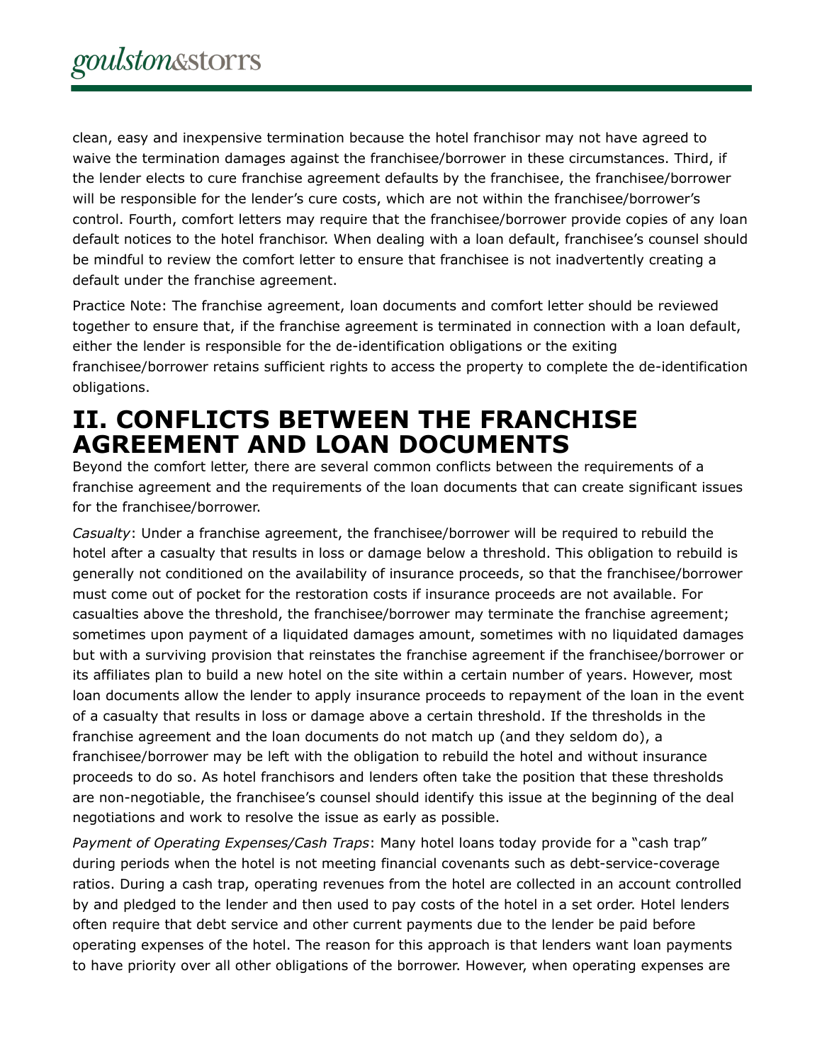clean, easy and inexpensive termination because the hotel franchisor may not have agreed to waive the termination damages against the franchisee/borrower in these circumstances. Third, if the lender elects to cure franchise agreement defaults by the franchisee, the franchisee/borrower will be responsible for the lender's cure costs, which are not within the franchisee/borrower's control. Fourth, comfort letters may require that the franchisee/borrower provide copies of any loan default notices to the hotel franchisor. When dealing with a loan default, franchisee's counsel should be mindful to review the comfort letter to ensure that franchisee is not inadvertently creating a default under the franchise agreement.

Practice Note: The franchise agreement, loan documents and comfort letter should be reviewed together to ensure that, if the franchise agreement is terminated in connection with a loan default, either the lender is responsible for the de-identification obligations or the exiting franchisee/borrower retains sufficient rights to access the property to complete the de-identification obligations.

# II. CONFLICTS BETWEEN THE FRANCHISE AGREEMENT AND LOAN DOCUMENTS

Beyond the comfort letter, there are several common conflicts between the requirements of a franchise agreement and the requirements of the loan documents that can create significant issues for the franchisee/borrower.

*Casualty*: Under a franchise agreement, the franchisee/borrower will be required to rebuild the hotel after a casualty that results in loss or damage below a threshold. This obligation to rebuild is generally not conditioned on the availability of insurance proceeds, so that the franchisee/borrower must come out of pocket for the restoration costs if insurance proceeds are not available. For casualties above the threshold, the franchisee/borrower may terminate the franchise agreement; sometimes upon payment of a liquidated damages amount, sometimes with no liquidated damages but with a surviving provision that reinstates the franchise agreement if the franchisee/borrower or its affiliates plan to build a new hotel on the site within a certain number of years. However, most loan documents allow the lender to apply insurance proceeds to repayment of the loan in the event of a casualty that results in loss or damage above a certain threshold. If the thresholds in the franchise agreement and the loan documents do not match up (and they seldom do), a franchisee/borrower may be left with the obligation to rebuild the hotel and without insurance proceeds to do so. As hotel franchisors and lenders often take the position that these thresholds are non-negotiable, the franchisee's counsel should identify this issue at the beginning of the deal negotiations and work to resolve the issue as early as possible.

*Payment of Operating Expenses/Cash Traps*: Many hotel loans today provide for a "cash trap" during periods when the hotel is not meeting financial covenants such as debt-service-coverage ratios. During a cash trap, operating revenues from the hotel are collected in an account controlled by and pledged to the lender and then used to pay costs of the hotel in a set order. Hotel lenders often require that debt service and other current payments due to the lender be paid before operating expenses of the hotel. The reason for this approach is that lenders want loan payments to have priority over all other obligations of the borrower. However, when operating expenses are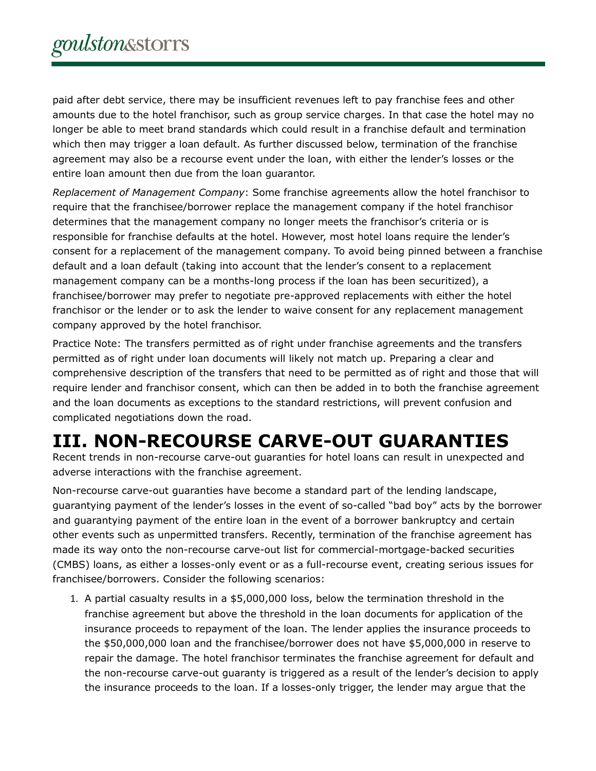paid after debt service, there may be insufficient revenues left to pay franchise fees and other amounts due to the hotel franchisor, such as group service charges. In that case the hotel may no longer be able to meet brand standards which could result in a franchise default and termination which then may trigger a loan default. As further discussed below, termination of the franchise agreement may also be a recourse event under the loan, with either the lender's losses or the entire loan amount then due from the loan guarantor.

*Replacement of Management Company*: Some franchise agreements allow the hotel franchisor to require that the franchisee/borrower replace the management company if the hotel franchisor determines that the management company no longer meets the franchisor's criteria or is responsible for franchise defaults at the hotel. However, most hotel loans require the lender's consent for a replacement of the management company. To avoid being pinned between a franchise default and a loan default (taking into account that the lender's consent to a replacement management company can be a months-long process if the loan has been securitized), a franchisee/borrower may prefer to negotiate pre-approved replacements with either the hotel franchisor or the lender or to ask the lender to waive consent for any replacement management company approved by the hotel franchisor.

Practice Note: The transfers permitted as of right under franchise agreements and the transfers permitted as of right under loan documents will likely not match up. Preparing a clear and comprehensive description of the transfers that need to be permitted as of right and those that will require lender and franchisor consent, which can then be added in to both the franchise agreement and the loan documents as exceptions to the standard restrictions, will prevent confusion and complicated negotiations down the road.

# III. NON-RECOURSE CARVE-OUT GUARANTIES

Recent trends in non-recourse carve-out guaranties for hotel loans can result in unexpected and adverse interactions with the franchise agreement.

Non-recourse carve-out guaranties have become a standard part of the lending landscape, guarantying payment of the lender's losses in the event of so-called "bad boy" acts by the borrower and guarantying payment of the entire loan in the event of a borrower bankruptcy and certain other events such as unpermitted transfers. Recently, termination of the franchise agreement has made its way onto the non-recourse carve-out list for commercial-mortgage-backed securities (CMBS) loans, as either a losses-only event or as a full-recourse event, creating serious issues for franchisee/borrowers. Consider the following scenarios:

1. A partial casualty results in a $5,000,000 loss, below the termination threshold in the franchise agreement but above the threshold in the loan documents for application of the insurance proceeds to repayment of the loan. The lender applies the insurance proceeds to the $50,000,000 loan and the franchisee/borrower does not have $5,000,000 in reserve to repair the damage. The hotel franchisor terminates the franchise agreement for default and the non-recourse carve-out guaranty is triggered as a result of the lender's decision to apply the insurance proceeds to the loan. If a losses-only trigger, the lender may argue that the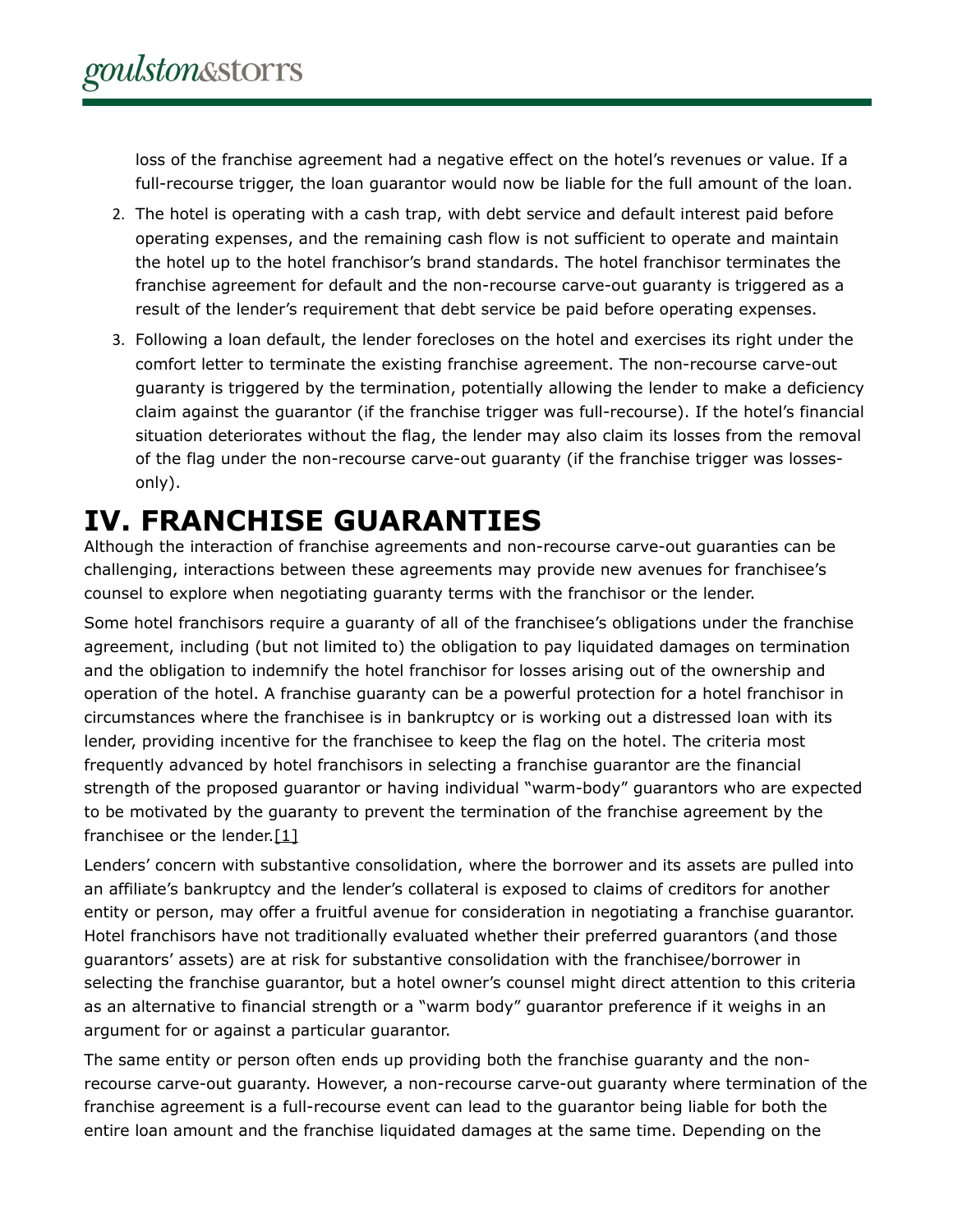loss of the franchise agreement had a negative effect on the hotel's revenues or value. If a full-recourse trigger, the loan guarantor would now be liable for the full amount of the loan.

2. The hotel is operating with a cash trap, with debt service and default interest paid before operating expenses, and the remaining cash flow is not sufficient to operate and maintain the hotel up to the hotel franchisor's brand standards. The hotel franchisor terminates the franchise agreement for default and the non-recourse carve-out guaranty is triggered as a result of the lender's requirement that debt service be paid before operating expenses.
3. Following a loan default, the lender forecloses on the hotel and exercises its right under the comfort letter to terminate the existing franchise agreement. The non-recourse carve-out guaranty is triggered by the termination, potentially allowing the lender to make a deficiency claim against the guarantor (if the franchise trigger was full-recourse). If the hotel's financial situation deteriorates without the flag, the lender may also claim its losses from the removal of the flag under the non-recourse carve-out guaranty (if the franchise trigger was losses-only).

# IV. FRANCHISE GUARANTIES

Although the interaction of franchise agreements and non-recourse carve-out guaranties can be challenging, interactions between these agreements may provide new avenues for franchisee's counsel to explore when negotiating guaranty terms with the franchisor or the lender.

Some hotel franchisors require a guaranty of all of the franchisee's obligations under the franchise agreement, including (but not limited to) the obligation to pay liquidated damages on termination and the obligation to indemnify the hotel franchisor for losses arising out of the ownership and operation of the hotel. A franchise guaranty can be a powerful protection for a hotel franchisor in circumstances where the franchisee is in bankruptcy or is working out a distressed loan with its lender, providing incentive for the franchisee to keep the flag on the hotel. The criteria most frequently advanced by hotel franchisors in selecting a franchise guarantor are the financial strength of the proposed guarantor or having individual "warm-body" guarantors who are expected to be motivated by the guaranty to prevent the termination of the franchise agreement by the franchisee or the lender.[1]

Lenders' concern with substantive consolidation, where the borrower and its assets are pulled into an affiliate's bankruptcy and the lender's collateral is exposed to claims of creditors for another entity or person, may offer a fruitful avenue for consideration in negotiating a franchise guarantor. Hotel franchisors have not traditionally evaluated whether their preferred guarantors (and those guarantors' assets) are at risk for substantive consolidation with the franchisee/borrower in selecting the franchise guarantor, but a hotel owner's counsel might direct attention to this criteria as an alternative to financial strength or a "warm body" guarantor preference if it weighs in an argument for or against a particular guarantor.

The same entity or person often ends up providing both the franchise guaranty and the non-recourse carve-out guaranty. However, a non-recourse carve-out guaranty where termination of the franchise agreement is a full-recourse event can lead to the guarantor being liable for both the entire loan amount and the franchise liquidated damages at the same time. Depending on the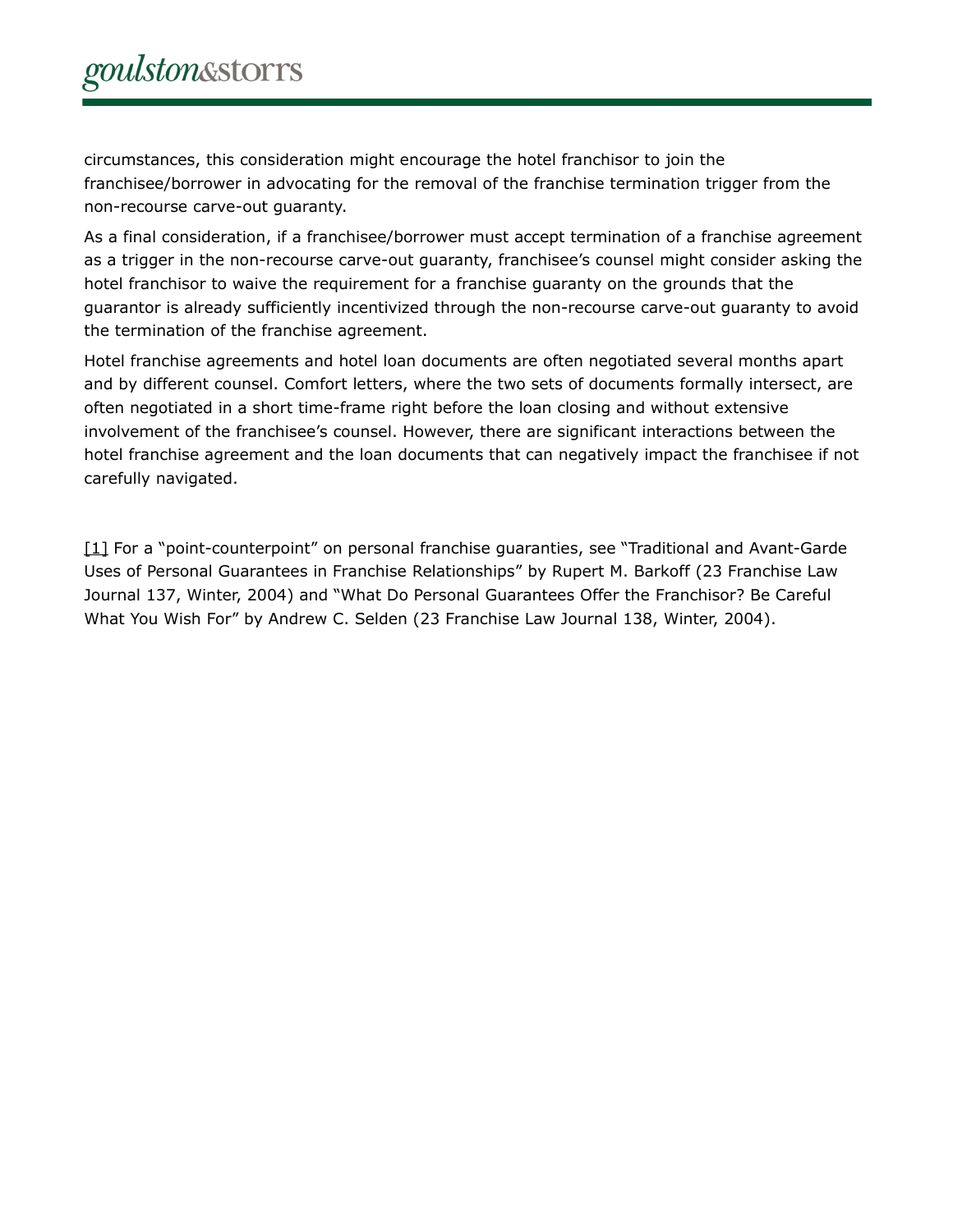circumstances, this consideration might encourage the hotel franchisor to join the franchisee/borrower in advocating for the removal of the franchise termination trigger from the non-recourse carve-out guaranty.

As a final consideration, if a franchisee/borrower must accept termination of a franchise agreement as a trigger in the non-recourse carve-out guaranty, franchisee's counsel might consider asking the hotel franchisor to waive the requirement for a franchise guaranty on the grounds that the guarantor is already sufficiently incentivized through the non-recourse carve-out guaranty to avoid the termination of the franchise agreement.

Hotel franchise agreements and hotel loan documents are often negotiated several months apart and by different counsel. Comfort letters, where the two sets of documents formally intersect, are often negotiated in a short time-frame right before the loan closing and without extensive involvement of the franchisee's counsel. However, there are significant interactions between the hotel franchise agreement and the loan documents that can negatively impact the franchisee if not carefully navigated.

[1] For a "point-counterpoint" on personal franchise guaranties, see "Traditional and Avant-Garde Uses of Personal Guarantees in Franchise Relationships" by Rupert M. Barkoff (23 Franchise Law Journal 137, Winter, 2004) and "What Do Personal Guarantees Offer the Franchisor? Be Careful What You Wish For" by Andrew C. Selden (23 Franchise Law Journal 138, Winter, 2004).